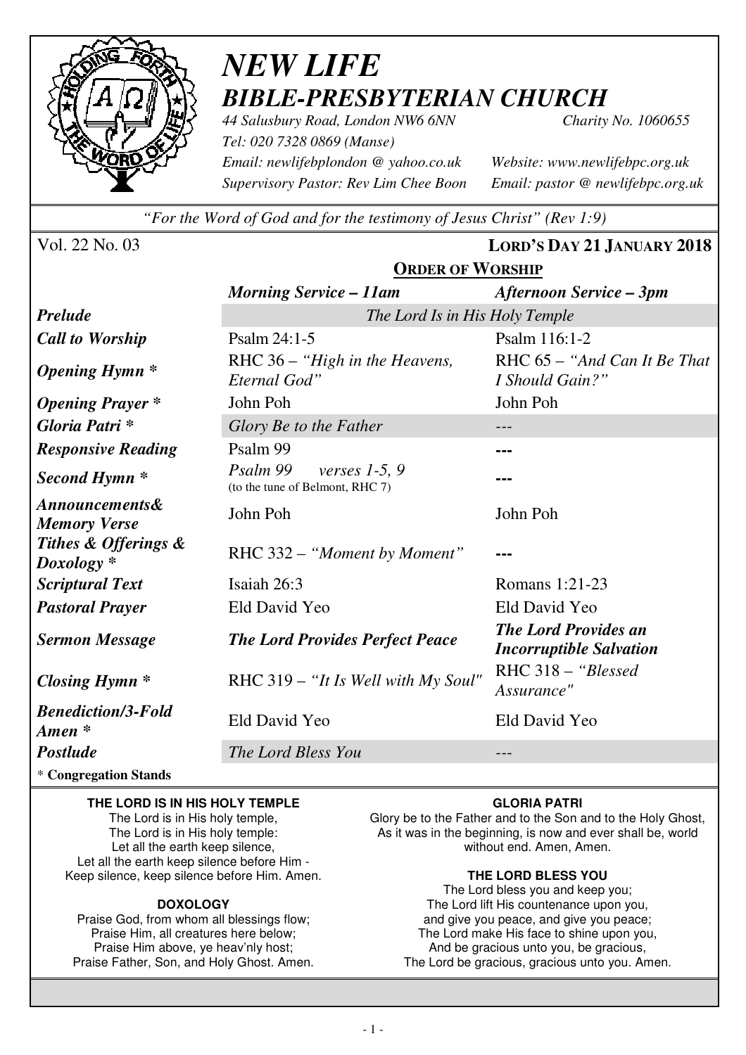# *NEW LIFE*
## *BIBLE-PRESBYTERIAN CHURCH*

*44 Salusbury Road, London NW6 6NN* *Charity No. 1060655*
*Tel: 020 7328 0869 (Manse)*
*Email: newlifebplondon @ yahoo.co.uk* *Website: www.newlifebpc.org.uk*
*Supervisory Pastor: Rev Lim Chee Boon* *Email: pastor @ newlifebpc.org.uk*

*"For the Word of God and for the testimony of Jesus Christ" (Rev 1:9)*

Vol. 22 No. 03 **LORD'S DAY 21 JANUARY 2018**

## ORDER OF WORSHIP

| | ***Morning Service – 11am*** | ***Afternoon Service – 3pm*** |
|---|---|---|
| ***Prelude*** | *The Lord Is in His Holy Temple* | |
| ***Call to Worship*** | Psalm 24:1-5 | Psalm 116:1-2 |
| ***Opening Hymn **** | RHC 36 – *"High in the Heavens, Eternal God"* | RHC 65 – *"And Can It Be That I Should Gain?"* |
| ***Opening Prayer **** | John Poh | John Poh |
| ***Gloria Patri **** | *Glory Be to the Father* | --- |
| ***Responsive Reading*** | Psalm 99 | --- |
| ***Second Hymn **** | *Psalm 99 verses 1-5, 9* (to the tune of Belmont, RHC 7) | --- |
| ***Announcements& Memory Verse*** | John Poh | John Poh |
| ***Tithes & Offerings & Doxology **** | RHC 332 – *"Moment by Moment"* | --- |
| ***Scriptural Text*** | Isaiah 26:3 | Romans 1:21-23 |
| ***Pastoral Prayer*** | Eld David Yeo | Eld David Yeo |
| ***Sermon Message*** | ***The Lord Provides Perfect Peace*** | ***The Lord Provides an Incorruptible Salvation*** |
| ***Closing Hymn **** | RHC 319 – *"It Is Well with My Soul"* | RHC 318 – *"Blessed Assurance"* |
| ***Benediction/3-Fold Amen **** | Eld David Yeo | Eld David Yeo |
| ***Postlude*** | *The Lord Bless You* | --- |

* **Congregation Stands**

**THE LORD IS IN HIS HOLY TEMPLE**

The Lord is in His holy temple,
The Lord is in His holy temple:
Let all the earth keep silence,
Let all the earth keep silence before Him -
Keep silence, keep silence before Him. Amen.

**DOXOLOGY**

Praise God, from whom all blessings flow;
Praise Him, all creatures here below;
Praise Him above, ye heav'nly host;
Praise Father, Son, and Holy Ghost. Amen.

**GLORIA PATRI**

Glory be to the Father and to the Son and to the Holy Ghost,
As it was in the beginning, is now and ever shall be, world without end. Amen, Amen.

**THE LORD BLESS YOU**

The Lord bless you and keep you;
The Lord lift His countenance upon you,
and give you peace, and give you peace;
The Lord make His face to shine upon you,
And be gracious unto you, be gracious,
The Lord be gracious, gracious unto you. Amen.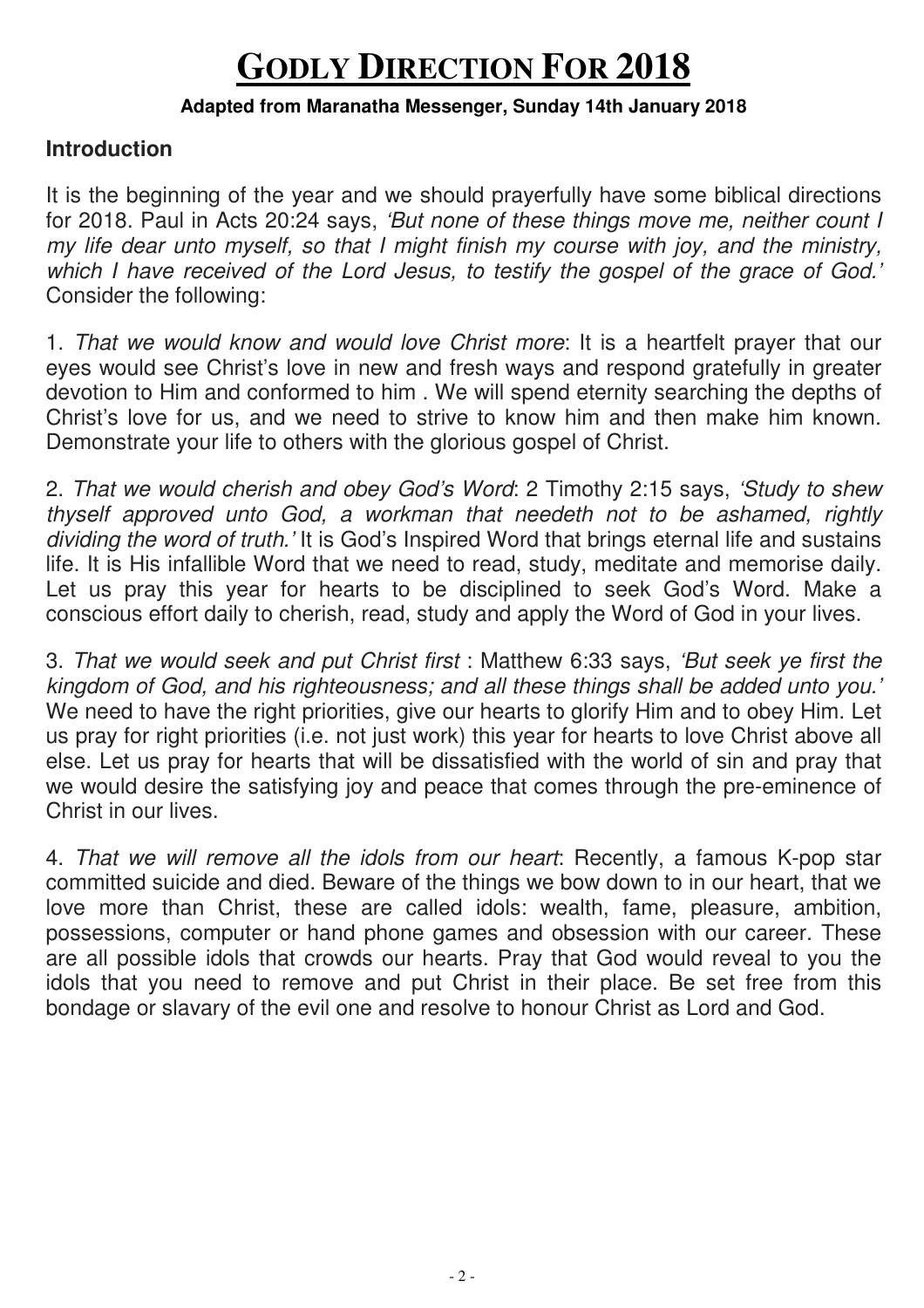# GODLY DIRECTION FOR 2018

**Adapted from Maranatha Messenger, Sunday 14th January 2018**

## Introduction

It is the beginning of the year and we should prayerfully have some biblical directions for 2018. Paul in Acts 20:24 says, *'But none of these things move me, neither count I my life dear unto myself, so that I might finish my course with joy, and the ministry, which I have received of the Lord Jesus, to testify the gospel of the grace of God.'* Consider the following:

1. *That we would know and would love Christ more*: It is a heartfelt prayer that our eyes would see Christ's love in new and fresh ways and respond gratefully in greater devotion to Him and conformed to him . We will spend eternity searching the depths of Christ's love for us, and we need to strive to know him and then make him known. Demonstrate your life to others with the glorious gospel of Christ.

2. *That we would cherish and obey God's Word*: 2 Timothy 2:15 says, *'Study to shew thyself approved unto God, a workman that needeth not to be ashamed, rightly dividing the word of truth.'* It is God's Inspired Word that brings eternal life and sustains life. It is His infallible Word that we need to read, study, meditate and memorise daily. Let us pray this year for hearts to be disciplined to seek God's Word. Make a conscious effort daily to cherish, read, study and apply the Word of God in your lives.

3. *That we would seek and put Christ first* : Matthew 6:33 says, *'But seek ye first the kingdom of God, and his righteousness; and all these things shall be added unto you.'* We need to have the right priorities, give our hearts to glorify Him and to obey Him. Let us pray for right priorities (i.e. not just work) this year for hearts to love Christ above all else. Let us pray for hearts that will be dissatisfied with the world of sin and pray that we would desire the satisfying joy and peace that comes through the pre-eminence of Christ in our lives.

4. *That we will remove all the idols from our heart*: Recently, a famous K-pop star committed suicide and died. Beware of the things we bow down to in our heart, that we love more than Christ, these are called idols: wealth, fame, pleasure, ambition, possessions, computer or hand phone games and obsession with our career. These are all possible idols that crowds our hearts. Pray that God would reveal to you the idols that you need to remove and put Christ in their place. Be set free from this bondage or slavary of the evil one and resolve to honour Christ as Lord and God.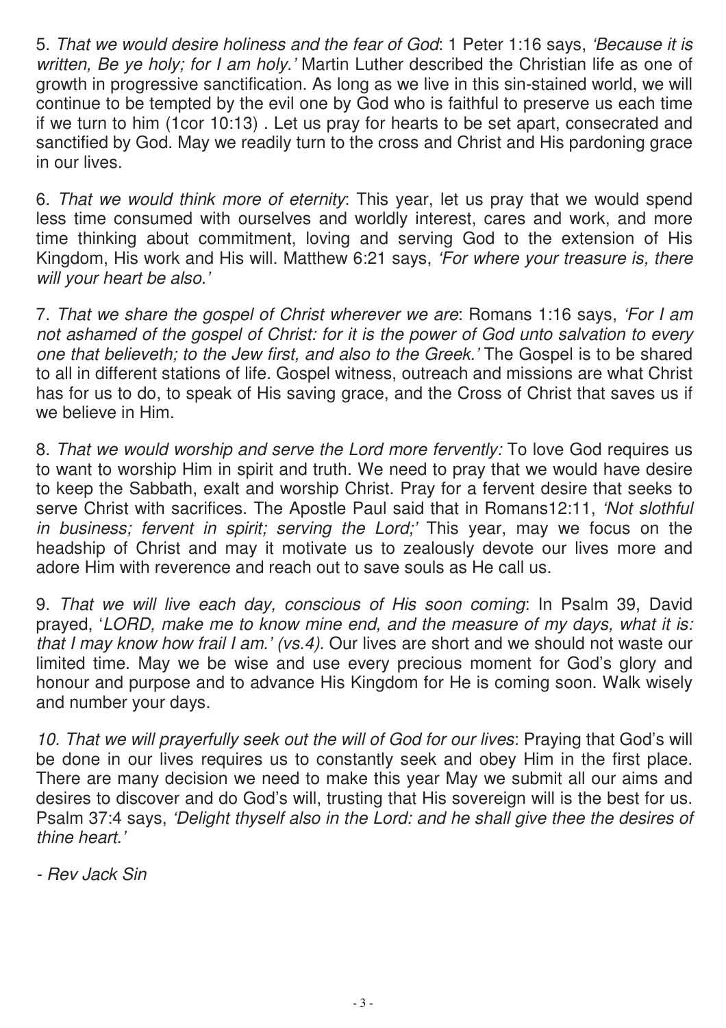5. *That we would desire holiness and the fear of God*: 1 Peter 1:16 says, *'Because it is written, Be ye holy; for I am holy.'* Martin Luther described the Christian life as one of growth in progressive sanctification. As long as we live in this sin-stained world, we will continue to be tempted by the evil one by God who is faithful to preserve us each time if we turn to him (1cor 10:13) . Let us pray for hearts to be set apart, consecrated and sanctified by God. May we readily turn to the cross and Christ and His pardoning grace in our lives.

6. *That we would think more of eternity*: This year, let us pray that we would spend less time consumed with ourselves and worldly interest, cares and work, and more time thinking about commitment, loving and serving God to the extension of His Kingdom, His work and His will. Matthew 6:21 says, *'For where your treasure is, there will your heart be also.'*

7. *That we share the gospel of Christ wherever we are*: Romans 1:16 says, *'For I am not ashamed of the gospel of Christ: for it is the power of God unto salvation to every one that believeth; to the Jew first, and also to the Greek.'* The Gospel is to be shared to all in different stations of life. Gospel witness, outreach and missions are what Christ has for us to do, to speak of His saving grace, and the Cross of Christ that saves us if we believe in Him.

8. *That we would worship and serve the Lord more fervently:* To love God requires us to want to worship Him in spirit and truth. We need to pray that we would have desire to keep the Sabbath, exalt and worship Christ. Pray for a fervent desire that seeks to serve Christ with sacrifices. The Apostle Paul said that in Romans12:11, *'Not slothful in business; fervent in spirit; serving the Lord;'* This year, may we focus on the headship of Christ and may it motivate us to zealously devote our lives more and adore Him with reverence and reach out to save souls as He call us.

9. *That we will live each day, conscious of His soon coming*: In Psalm 39, David prayed, '*LORD, make me to know mine end, and the measure of my days, what it is: that I may know how frail I am.' (vs.4).* Our lives are short and we should not waste our limited time. May we be wise and use every precious moment for God's glory and honour and purpose and to advance His Kingdom for He is coming soon. Walk wisely and number your days.

*10. That we will prayerfully seek out the will of God for our lives*: Praying that God's will be done in our lives requires us to constantly seek and obey Him in the first place. There are many decision we need to make this year May we submit all our aims and desires to discover and do God's will, trusting that His sovereign will is the best for us. Psalm 37:4 says, *'Delight thyself also in the Lord: and he shall give thee the desires of thine heart.'*

*- Rev Jack Sin*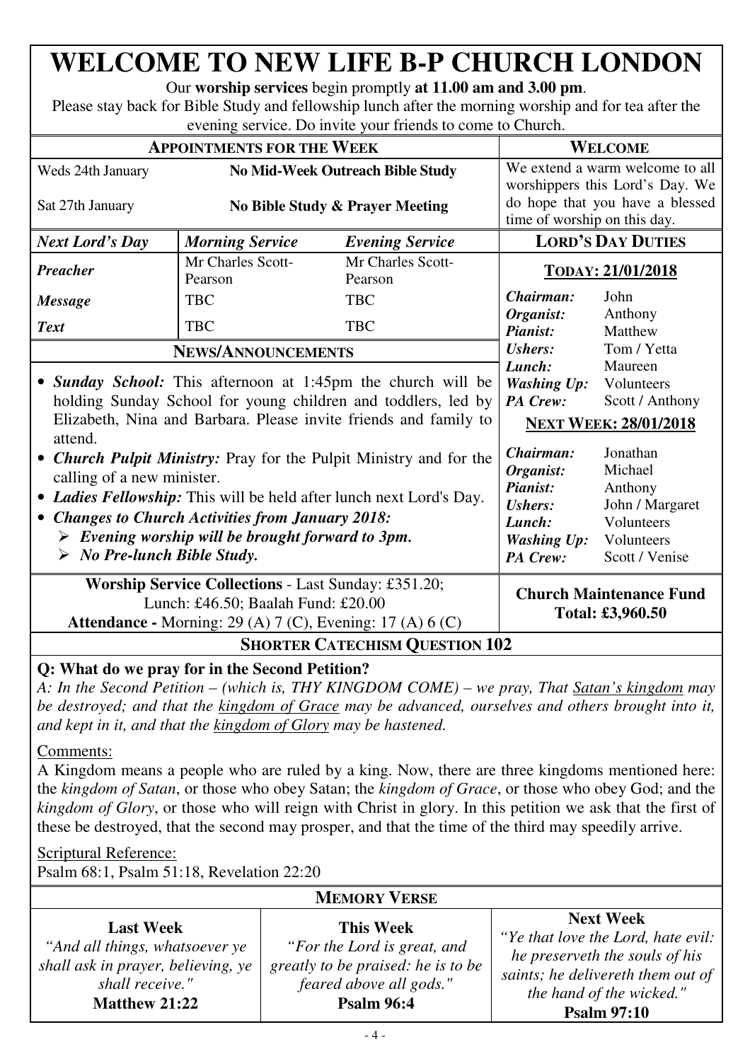# WELCOME TO NEW LIFE B-P CHURCH LONDON

Our **worship services** begin promptly **at 11.00 am and 3.00 pm**.
Please stay back for Bible Study and fellowship lunch after the morning worship and for tea after the evening service. Do invite your friends to come to Church.

## APPOINTMENTS FOR THE WEEK

| | |
|---|---|
| Weds 24th January | **No Mid-Week Outreach Bible Study** |
| Sat 27th January | **No Bible Study & Prayer Meeting** |

| *Next Lord's Day* | *Morning Service* | *Evening Service* |
|---|---|---|
| ***Preacher*** | Mr Charles Scott-Pearson | Mr Charles Scott-Pearson |
| ***Message*** | TBC | TBC |
| ***Text*** | TBC | TBC |

## WELCOME

We extend a warm welcome to all worshippers this Lord's Day. We do hope that you have a blessed time of worship on this day.

## LORD'S DAY DUTIES

**TODAY: 21/01/2018**

| | |
|---|---|
| ***Chairman:*** | John |
| ***Organist:*** | Anthony |
| ***Pianist:*** | Matthew |
| ***Ushers:*** | Tom / Yetta |
| ***Lunch:*** | Maureen |
| ***Washing Up:*** | Volunteers |
| ***PA Crew:*** | Scott / Anthony |

**NEXT WEEK: 28/01/2018**

| | |
|---|---|
| ***Chairman:*** | Jonathan |
| ***Organist:*** | Michael |
| ***Pianist:*** | Anthony |
| ***Ushers:*** | John / Margaret |
| ***Lunch:*** | Volunteers |
| ***Washing Up:*** | Volunteers |
| ***PA Crew:*** | Scott / Venise |

## NEWS/ANNOUNCEMENTS

- ***Sunday School:*** This afternoon at 1:45pm the church will be holding Sunday School for young children and toddlers, led by Elizabeth, Nina and Barbara. Please invite friends and family to attend.
- ***Church Pulpit Ministry:*** Pray for the Pulpit Ministry and for the calling of a new minister.
- ***Ladies Fellowship:*** This will be held after lunch next Lord's Day.
- ***Changes to Church Activities from January 2018:***
  - ***Evening worship will be brought forward to 3pm.***
  - ***No Pre-lunch Bible Study.***

**Worship Service Collections** - Last Sunday: £351.20;
Lunch: £46.50; Baalah Fund: £20.00
**Attendance -** Morning: 29 (A) 7 (C), Evening: 17 (A) 6 (C)

**Church Maintenance Fund**
**Total: £3,960.50**

## SHORTER CATECHISM QUESTION 102

**Q: What do we pray for in the Second Petition?**

*A: In the Second Petition – (which is, THY KINGDOM COME) – we pray, That Satan's kingdom may be destroyed; and that the kingdom of Grace may be advanced, ourselves and others brought into it, and kept in it, and that the kingdom of Glory may be hastened.*

Comments:

A Kingdom means a people who are ruled by a king. Now, there are three kingdoms mentioned here: the *kingdom of Satan*, or those who obey Satan; the *kingdom of Grace*, or those who obey God; and the *kingdom of Glory*, or those who will reign with Christ in glory. In this petition we ask that the first of these be destroyed, that the second may prosper, and that the time of the third may speedily arrive.

Scriptural Reference:

Psalm 68:1, Psalm 51:18, Revelation 22:20

## MEMORY VERSE

| Last Week | This Week | Next Week |
|---|---|---|
| *"And all things, whatsoever ye shall ask in prayer, believing, ye shall receive."* **Matthew 21:22** | *"For the Lord is great, and greatly to be praised: he is to be feared above all gods."* **Psalm 96:4** | *"Ye that love the Lord, hate evil: he preserveth the souls of his saints; he delivereth them out of the hand of the wicked."* **Psalm 97:10** |